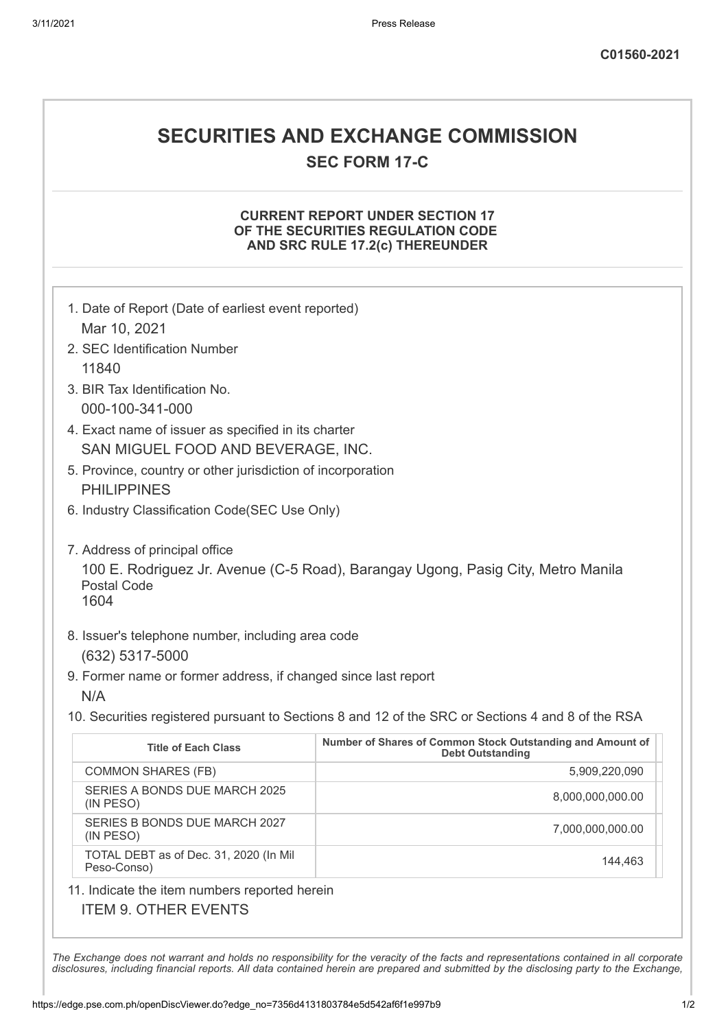C01560-2021

# SECURITIES AND EXCHANGE COMMISSION

## SEC FORM 17-C

### CURRENT REPORT UNDER SECTION 17 OF THE SECURITIES REGULATION CODE AND SRC RULE 17.2(c) THEREUNDER

1. Date of Report (Date of earliest event reported)
   Mar 10, 2021
2. SEC Identification Number
   11840
3. BIR Tax Identification No.
   000-100-341-000
4. Exact name of issuer as specified in its charter
   SAN MIGUEL FOOD AND BEVERAGE, INC.
5. Province, country or other jurisdiction of incorporation
   PHILIPPINES
6. Industry Classification Code(SEC Use Only)

7. Address of principal office
   100 E. Rodriguez Jr. Avenue (C-5 Road), Barangay Ugong, Pasig City, Metro Manila
   Postal Code
   1604
8. Issuer's telephone number, including area code
   (632) 5317-5000
9. Former name or former address, if changed since last report
   N/A
10. Securities registered pursuant to Sections 8 and 12 of the SRC or Sections 4 and 8 of the RSA

| Title of Each Class | Number of Shares of Common Stock Outstanding and Amount of Debt Outstanding |
|---|---|
| COMMON SHARES (FB) | 5,909,220,090 |
| SERIES A BONDS DUE MARCH 2025 (IN PESO) | 8,000,000,000.00 |
| SERIES B BONDS DUE MARCH 2027 (IN PESO) | 7,000,000,000.00 |
| TOTAL DEBT as of Dec. 31, 2020 (In Mil Peso-Conso) | 144,463 |

11. Indicate the item numbers reported herein
    ITEM 9. OTHER EVENTS

*The Exchange does not warrant and holds no responsibility for the veracity of the facts and representations contained in all corporate disclosures, including financial reports. All data contained herein are prepared and submitted by the disclosing party to the Exchange,*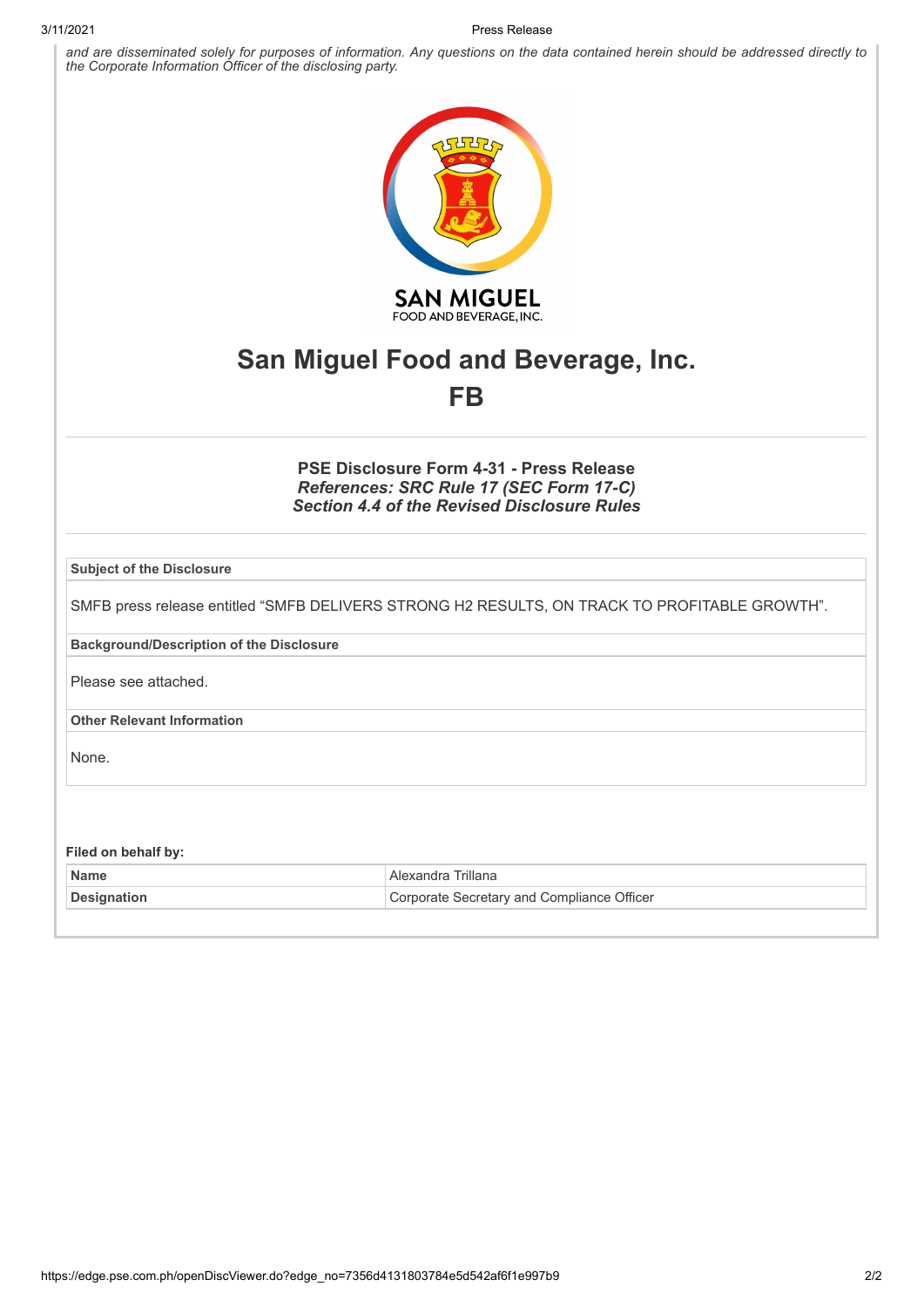*and are disseminated solely for purposes of information. Any questions on the data contained herein should be addressed directly to the Corporate Information Officer of the disclosing party.*

# San Miguel Food and Beverage, Inc.

# FB

### PSE Disclosure Form 4-31 - Press Release
***References: SRC Rule 17 (SEC Form 17-C)***
***Section 4.4 of the Revised Disclosure Rules***

**Subject of the Disclosure**

SMFB press release entitled "SMFB DELIVERS STRONG H2 RESULTS, ON TRACK TO PROFITABLE GROWTH".

**Background/Description of the Disclosure**

Please see attached.

**Other Relevant Information**

None.

**Filed on behalf by:**

| | |
|---|---|
| **Name** | Alexandra Trillana |
| **Designation** | Corporate Secretary and Compliance Officer |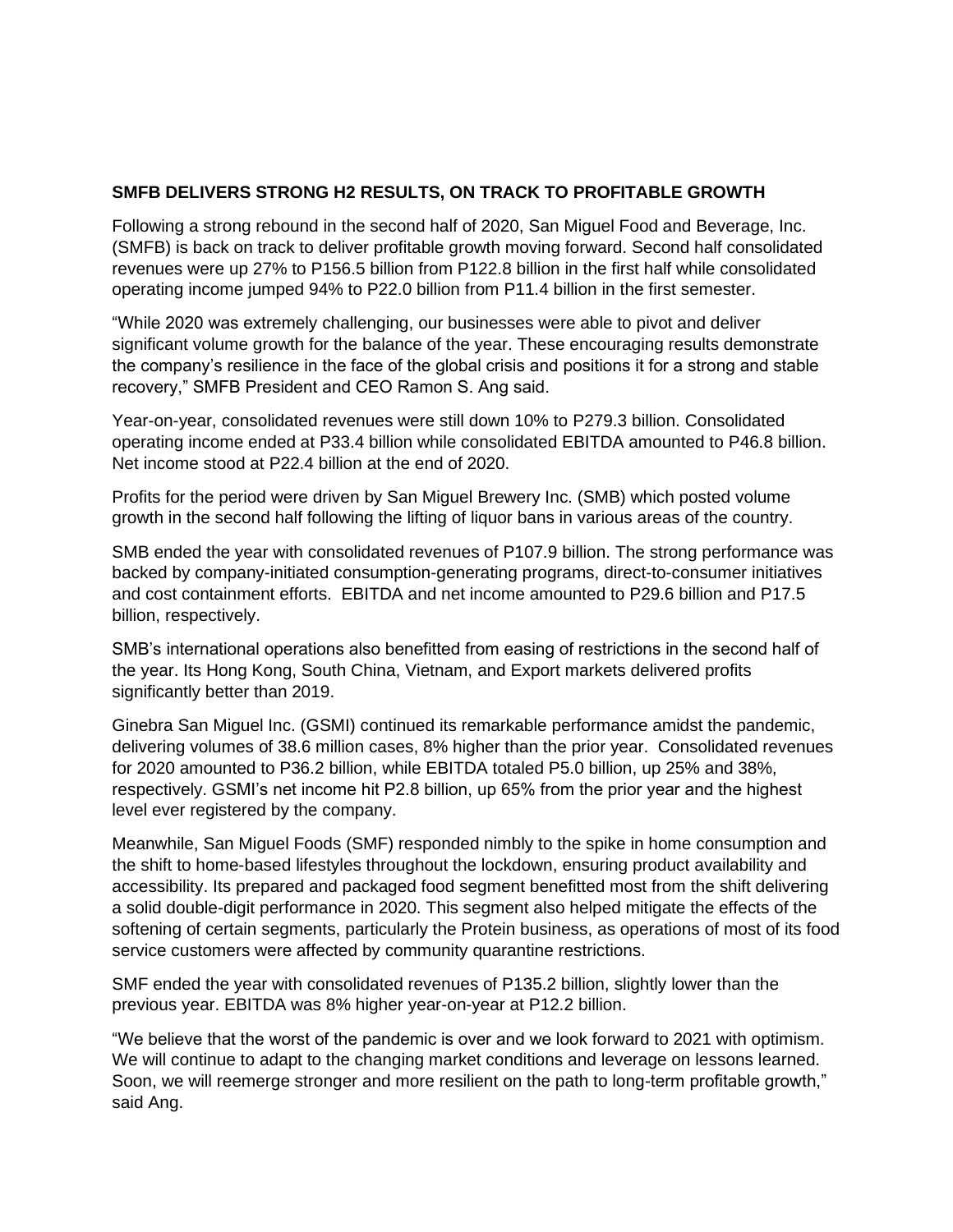**SMFB DELIVERS STRONG H2 RESULTS, ON TRACK TO PROFITABLE GROWTH**

Following a strong rebound in the second half of 2020, San Miguel Food and Beverage, Inc. (SMFB) is back on track to deliver profitable growth moving forward. Second half consolidated revenues were up 27% to P156.5 billion from P122.8 billion in the first half while consolidated operating income jumped 94% to P22.0 billion from P11.4 billion in the first semester.

"While 2020 was extremely challenging, our businesses were able to pivot and deliver significant volume growth for the balance of the year. These encouraging results demonstrate the company's resilience in the face of the global crisis and positions it for a strong and stable recovery," SMFB President and CEO Ramon S. Ang said.

Year-on-year, consolidated revenues were still down 10% to P279.3 billion. Consolidated operating income ended at P33.4 billion while consolidated EBITDA amounted to P46.8 billion. Net income stood at P22.4 billion at the end of 2020.

Profits for the period were driven by San Miguel Brewery Inc. (SMB) which posted volume growth in the second half following the lifting of liquor bans in various areas of the country.

SMB ended the year with consolidated revenues of P107.9 billion. The strong performance was backed by company-initiated consumption-generating programs, direct-to-consumer initiatives and cost containment efforts. EBITDA and net income amounted to P29.6 billion and P17.5 billion, respectively.

SMB's international operations also benefitted from easing of restrictions in the second half of the year. Its Hong Kong, South China, Vietnam, and Export markets delivered profits significantly better than 2019.

Ginebra San Miguel Inc. (GSMI) continued its remarkable performance amidst the pandemic, delivering volumes of 38.6 million cases, 8% higher than the prior year. Consolidated revenues for 2020 amounted to P36.2 billion, while EBITDA totaled P5.0 billion, up 25% and 38%, respectively. GSMI's net income hit P2.8 billion, up 65% from the prior year and the highest level ever registered by the company.

Meanwhile, San Miguel Foods (SMF) responded nimbly to the spike in home consumption and the shift to home-based lifestyles throughout the lockdown, ensuring product availability and accessibility. Its prepared and packaged food segment benefitted most from the shift delivering a solid double-digit performance in 2020. This segment also helped mitigate the effects of the softening of certain segments, particularly the Protein business, as operations of most of its food service customers were affected by community quarantine restrictions.

SMF ended the year with consolidated revenues of P135.2 billion, slightly lower than the previous year. EBITDA was 8% higher year-on-year at P12.2 billion.

"We believe that the worst of the pandemic is over and we look forward to 2021 with optimism. We will continue to adapt to the changing market conditions and leverage on lessons learned. Soon, we will reemerge stronger and more resilient on the path to long-term profitable growth," said Ang.